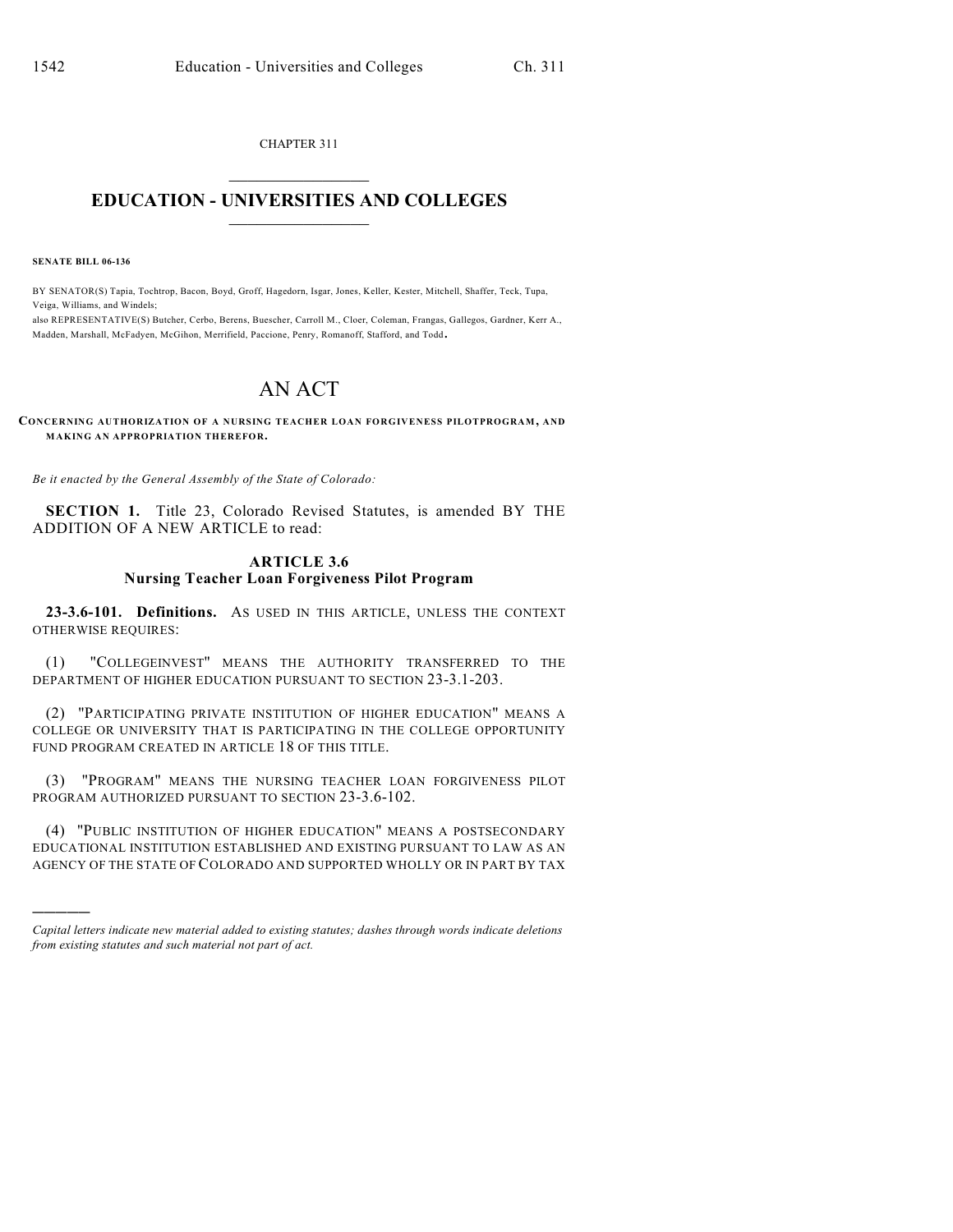CHAPTER 311

# EDUCATION - UNIVERSITIES AND COLLEGES

**SENATE BILL 06-136**

BY SENATOR(S) Tapia, Tochtrop, Bacon, Boyd, Groff, Hagedorn, Isgar, Jones, Keller, Kester, Mitchell, Shaffer, Teck, Tupa, Veiga, Williams, and Windels;
also REPRESENTATIVE(S) Butcher, Cerbo, Berens, Buescher, Carroll M., Cloer, Coleman, Frangas, Gallegos, Gardner, Kerr A., Madden, Marshall, McFadyen, McGihon, Merrifield, Paccione, Penry, Romanoff, Stafford, and Todd.

# AN ACT

**CONCERNING AUTHORIZATION OF A NURSING TEACHER LOAN FORGIVENESS PILOTPROGRAM, AND MAKING AN APPROPRIATION THEREFOR.**

*Be it enacted by the General Assembly of the State of Colorado:*

**SECTION 1.** Title 23, Colorado Revised Statutes, is amended BY THE ADDITION OF A NEW ARTICLE to read:

## ARTICLE 3.6
## Nursing Teacher Loan Forgiveness Pilot Program

**23-3.6-101. Definitions.** AS USED IN THIS ARTICLE, UNLESS THE CONTEXT OTHERWISE REQUIRES:

(1) "COLLEGEINVEST" MEANS THE AUTHORITY TRANSFERRED TO THE DEPARTMENT OF HIGHER EDUCATION PURSUANT TO SECTION 23-3.1-203.

(2) "PARTICIPATING PRIVATE INSTITUTION OF HIGHER EDUCATION" MEANS A COLLEGE OR UNIVERSITY THAT IS PARTICIPATING IN THE COLLEGE OPPORTUNITY FUND PROGRAM CREATED IN ARTICLE 18 OF THIS TITLE.

(3) "PROGRAM" MEANS THE NURSING TEACHER LOAN FORGIVENESS PILOT PROGRAM AUTHORIZED PURSUANT TO SECTION 23-3.6-102.

(4) "PUBLIC INSTITUTION OF HIGHER EDUCATION" MEANS A POSTSECONDARY EDUCATIONAL INSTITUTION ESTABLISHED AND EXISTING PURSUANT TO LAW AS AN AGENCY OF THE STATE OF COLORADO AND SUPPORTED WHOLLY OR IN PART BY TAX

---

*Capital letters indicate new material added to existing statutes; dashes through words indicate deletions from existing statutes and such material not part of act.*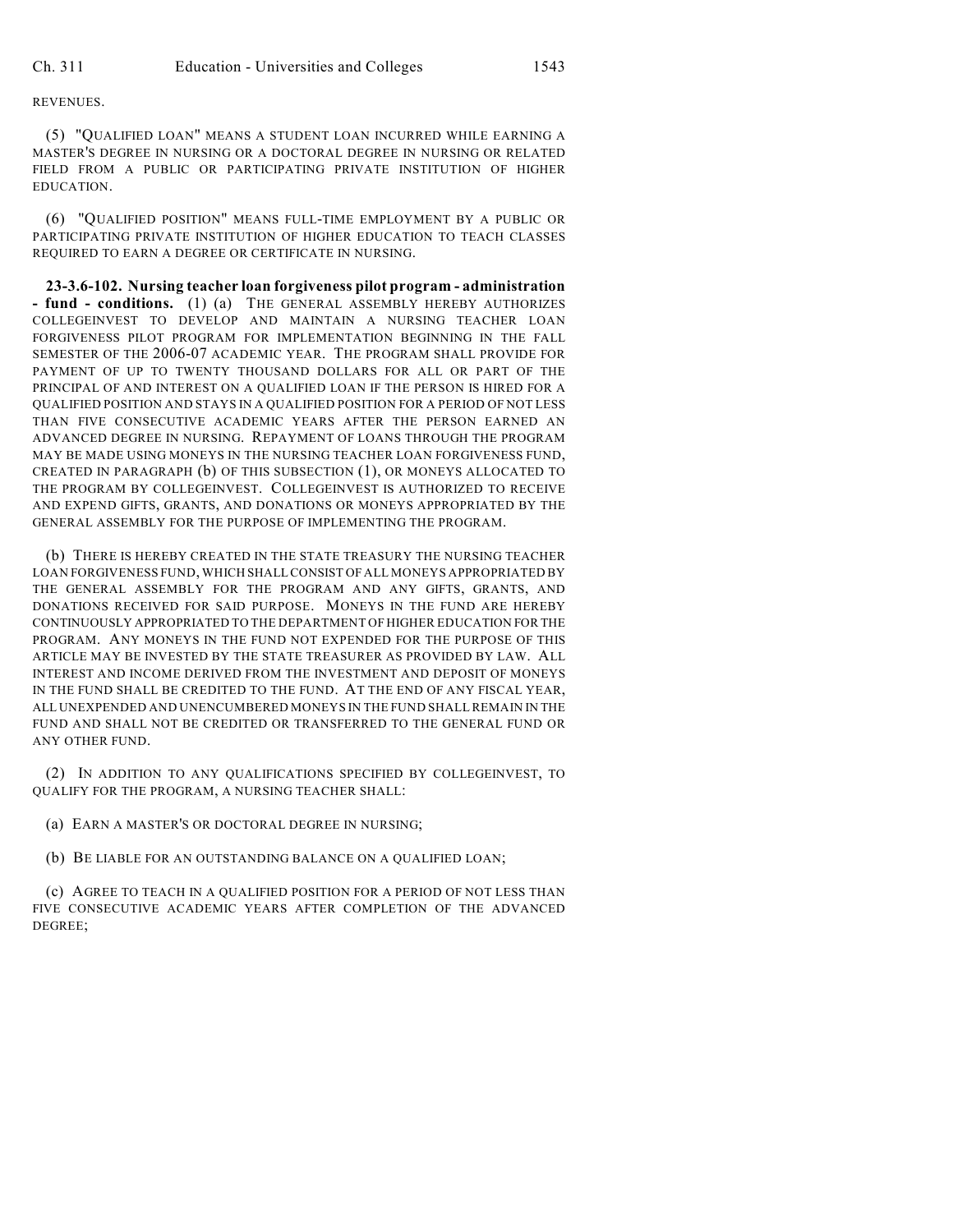REVENUES.

(5) "QUALIFIED LOAN" MEANS A STUDENT LOAN INCURRED WHILE EARNING A MASTER'S DEGREE IN NURSING OR A DOCTORAL DEGREE IN NURSING OR RELATED FIELD FROM A PUBLIC OR PARTICIPATING PRIVATE INSTITUTION OF HIGHER EDUCATION.

(6) "QUALIFIED POSITION" MEANS FULL-TIME EMPLOYMENT BY A PUBLIC OR PARTICIPATING PRIVATE INSTITUTION OF HIGHER EDUCATION TO TEACH CLASSES REQUIRED TO EARN A DEGREE OR CERTIFICATE IN NURSING.

**23-3.6-102. Nursing teacher loan forgiveness pilot program - administration - fund - conditions.** (1) (a) THE GENERAL ASSEMBLY HEREBY AUTHORIZES COLLEGEINVEST TO DEVELOP AND MAINTAIN A NURSING TEACHER LOAN FORGIVENESS PILOT PROGRAM FOR IMPLEMENTATION BEGINNING IN THE FALL SEMESTER OF THE 2006-07 ACADEMIC YEAR. THE PROGRAM SHALL PROVIDE FOR PAYMENT OF UP TO TWENTY THOUSAND DOLLARS FOR ALL OR PART OF THE PRINCIPAL OF AND INTEREST ON A QUALIFIED LOAN IF THE PERSON IS HIRED FOR A QUALIFIED POSITION AND STAYS IN A QUALIFIED POSITION FOR A PERIOD OF NOT LESS THAN FIVE CONSECUTIVE ACADEMIC YEARS AFTER THE PERSON EARNED AN ADVANCED DEGREE IN NURSING. REPAYMENT OF LOANS THROUGH THE PROGRAM MAY BE MADE USING MONEYS IN THE NURSING TEACHER LOAN FORGIVENESS FUND, CREATED IN PARAGRAPH (b) OF THIS SUBSECTION (1), OR MONEYS ALLOCATED TO THE PROGRAM BY COLLEGEINVEST. COLLEGEINVEST IS AUTHORIZED TO RECEIVE AND EXPEND GIFTS, GRANTS, AND DONATIONS OR MONEYS APPROPRIATED BY THE GENERAL ASSEMBLY FOR THE PURPOSE OF IMPLEMENTING THE PROGRAM.

(b) THERE IS HEREBY CREATED IN THE STATE TREASURY THE NURSING TEACHER LOAN FORGIVENESS FUND, WHICH SHALL CONSIST OF ALL MONEYS APPROPRIATED BY THE GENERAL ASSEMBLY FOR THE PROGRAM AND ANY GIFTS, GRANTS, AND DONATIONS RECEIVED FOR SAID PURPOSE. MONEYS IN THE FUND ARE HEREBY CONTINUOUSLY APPROPRIATED TO THE DEPARTMENT OF HIGHER EDUCATION FOR THE PROGRAM. ANY MONEYS IN THE FUND NOT EXPENDED FOR THE PURPOSE OF THIS ARTICLE MAY BE INVESTED BY THE STATE TREASURER AS PROVIDED BY LAW. ALL INTEREST AND INCOME DERIVED FROM THE INVESTMENT AND DEPOSIT OF MONEYS IN THE FUND SHALL BE CREDITED TO THE FUND. AT THE END OF ANY FISCAL YEAR, ALL UNEXPENDED AND UNENCUMBERED MONEYS IN THE FUND SHALL REMAIN IN THE FUND AND SHALL NOT BE CREDITED OR TRANSFERRED TO THE GENERAL FUND OR ANY OTHER FUND.

(2) IN ADDITION TO ANY QUALIFICATIONS SPECIFIED BY COLLEGEINVEST, TO QUALIFY FOR THE PROGRAM, A NURSING TEACHER SHALL:

(a) EARN A MASTER'S OR DOCTORAL DEGREE IN NURSING;

(b) BE LIABLE FOR AN OUTSTANDING BALANCE ON A QUALIFIED LOAN;

(c) AGREE TO TEACH IN A QUALIFIED POSITION FOR A PERIOD OF NOT LESS THAN FIVE CONSECUTIVE ACADEMIC YEARS AFTER COMPLETION OF THE ADVANCED DEGREE;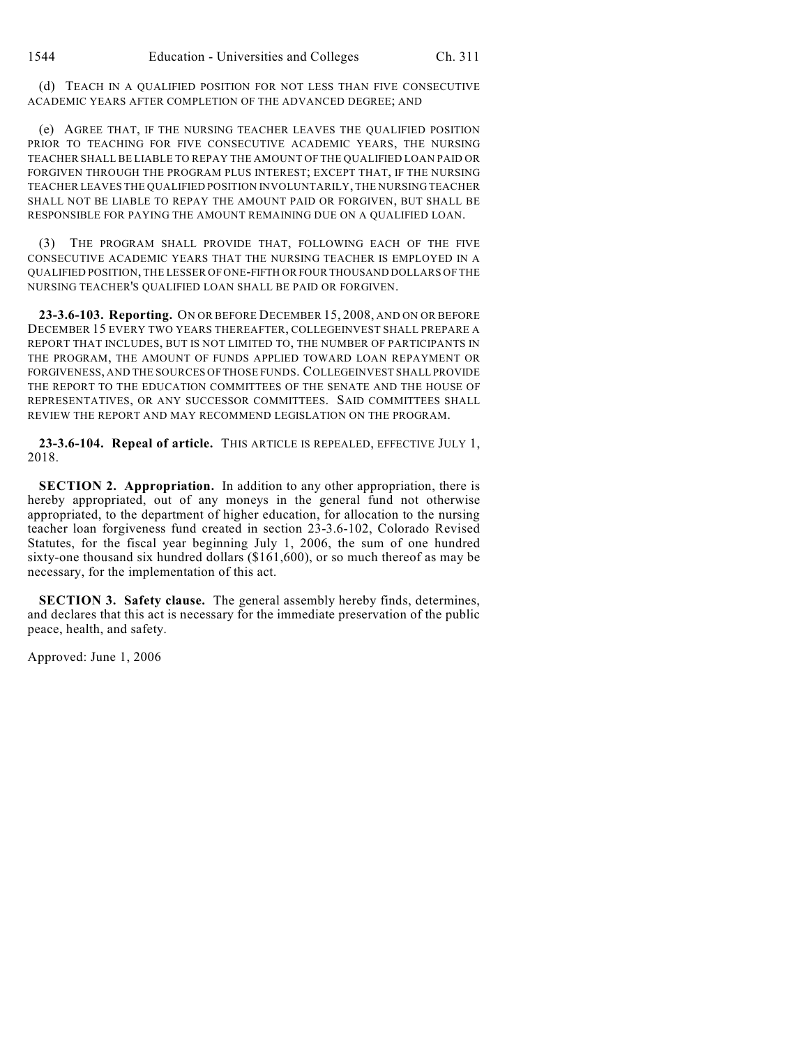(d) TEACH IN A QUALIFIED POSITION FOR NOT LESS THAN FIVE CONSECUTIVE ACADEMIC YEARS AFTER COMPLETION OF THE ADVANCED DEGREE; AND

(e) AGREE THAT, IF THE NURSING TEACHER LEAVES THE QUALIFIED POSITION PRIOR TO TEACHING FOR FIVE CONSECUTIVE ACADEMIC YEARS, THE NURSING TEACHER SHALL BE LIABLE TO REPAY THE AMOUNT OF THE QUALIFIED LOAN PAID OR FORGIVEN THROUGH THE PROGRAM PLUS INTEREST; EXCEPT THAT, IF THE NURSING TEACHER LEAVES THE QUALIFIED POSITION INVOLUNTARILY, THE NURSING TEACHER SHALL NOT BE LIABLE TO REPAY THE AMOUNT PAID OR FORGIVEN, BUT SHALL BE RESPONSIBLE FOR PAYING THE AMOUNT REMAINING DUE ON A QUALIFIED LOAN.

(3) THE PROGRAM SHALL PROVIDE THAT, FOLLOWING EACH OF THE FIVE CONSECUTIVE ACADEMIC YEARS THAT THE NURSING TEACHER IS EMPLOYED IN A QUALIFIED POSITION, THE LESSER OF ONE-FIFTH OR FOUR THOUSAND DOLLARS OF THE NURSING TEACHER'S QUALIFIED LOAN SHALL BE PAID OR FORGIVEN.

**23-3.6-103. Reporting.** ON OR BEFORE DECEMBER 15, 2008, AND ON OR BEFORE DECEMBER 15 EVERY TWO YEARS THEREAFTER, COLLEGEINVEST SHALL PREPARE A REPORT THAT INCLUDES, BUT IS NOT LIMITED TO, THE NUMBER OF PARTICIPANTS IN THE PROGRAM, THE AMOUNT OF FUNDS APPLIED TOWARD LOAN REPAYMENT OR FORGIVENESS, AND THE SOURCES OF THOSE FUNDS. COLLEGEINVEST SHALL PROVIDE THE REPORT TO THE EDUCATION COMMITTEES OF THE SENATE AND THE HOUSE OF REPRESENTATIVES, OR ANY SUCCESSOR COMMITTEES. SAID COMMITTEES SHALL REVIEW THE REPORT AND MAY RECOMMEND LEGISLATION ON THE PROGRAM.

**23-3.6-104. Repeal of article.** THIS ARTICLE IS REPEALED, EFFECTIVE JULY 1, 2018.

**SECTION 2. Appropriation.** In addition to any other appropriation, there is hereby appropriated, out of any moneys in the general fund not otherwise appropriated, to the department of higher education, for allocation to the nursing teacher loan forgiveness fund created in section 23-3.6-102, Colorado Revised Statutes, for the fiscal year beginning July 1, 2006, the sum of one hundred sixty-one thousand six hundred dollars ($161,600), or so much thereof as may be necessary, for the implementation of this act.

**SECTION 3. Safety clause.** The general assembly hereby finds, determines, and declares that this act is necessary for the immediate preservation of the public peace, health, and safety.

Approved: June 1, 2006